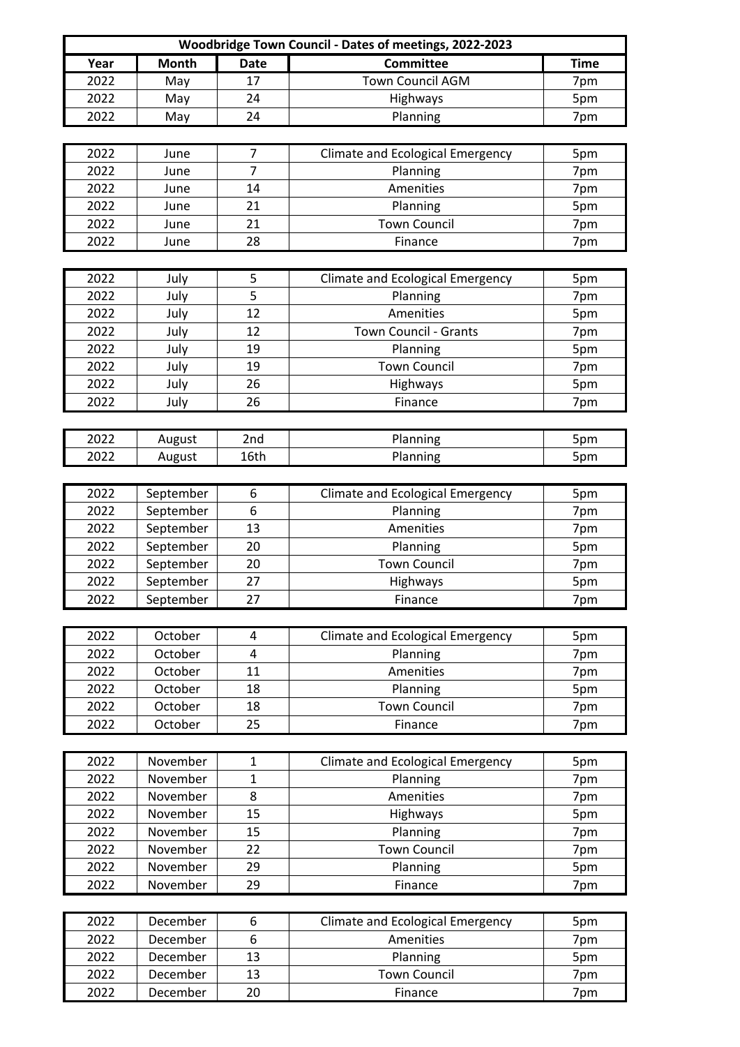| Woodbridge Town Council - Dates of meetings, 2022-2023 | | | | |
|---|---|---|---|---|
| **Year** | **Month** | **Date** | **Committee** | **Time** |
| 2022 | May | 17 | Town Council AGM | 7pm |
| 2022 | May | 24 | Highways | 5pm |
| 2022 | May | 24 | Planning | 7pm |
| 2022 | June | 7 | Climate and Ecological Emergency | 5pm |
| 2022 | June | 7 | Planning | 7pm |
| 2022 | June | 14 | Amenities | 7pm |
| 2022 | June | 21 | Planning | 5pm |
| 2022 | June | 21 | Town Council | 7pm |
| 2022 | June | 28 | Finance | 7pm |
| 2022 | July | 5 | Climate and Ecological Emergency | 5pm |
| 2022 | July | 5 | Planning | 7pm |
| 2022 | July | 12 | Amenities | 5pm |
| 2022 | July | 12 | Town Council - Grants | 7pm |
| 2022 | July | 19 | Planning | 5pm |
| 2022 | July | 19 | Town Council | 7pm |
| 2022 | July | 26 | Highways | 5pm |
| 2022 | July | 26 | Finance | 7pm |
| 2022 | August | 2nd | Planning | 5pm |
| 2022 | August | 16th | Planning | 5pm |
| 2022 | September | 6 | Climate and Ecological Emergency | 5pm |
| 2022 | September | 6 | Planning | 7pm |
| 2022 | September | 13 | Amenities | 7pm |
| 2022 | September | 20 | Planning | 5pm |
| 2022 | September | 20 | Town Council | 7pm |
| 2022 | September | 27 | Highways | 5pm |
| 2022 | September | 27 | Finance | 7pm |
| 2022 | October | 4 | Climate and Ecological Emergency | 5pm |
| 2022 | October | 4 | Planning | 7pm |
| 2022 | October | 11 | Amenities | 7pm |
| 2022 | October | 18 | Planning | 5pm |
| 2022 | October | 18 | Town Council | 7pm |
| 2022 | October | 25 | Finance | 7pm |
| 2022 | November | 1 | Climate and Ecological Emergency | 5pm |
| 2022 | November | 1 | Planning | 7pm |
| 2022 | November | 8 | Amenities | 7pm |
| 2022 | November | 15 | Highways | 5pm |
| 2022 | November | 15 | Planning | 7pm |
| 2022 | November | 22 | Town Council | 7pm |
| 2022 | November | 29 | Planning | 5pm |
| 2022 | November | 29 | Finance | 7pm |
| 2022 | December | 6 | Climate and Ecological Emergency | 5pm |
| 2022 | December | 6 | Amenities | 7pm |
| 2022 | December | 13 | Planning | 5pm |
| 2022 | December | 13 | Town Council | 7pm |
| 2022 | December | 20 | Finance | 7pm |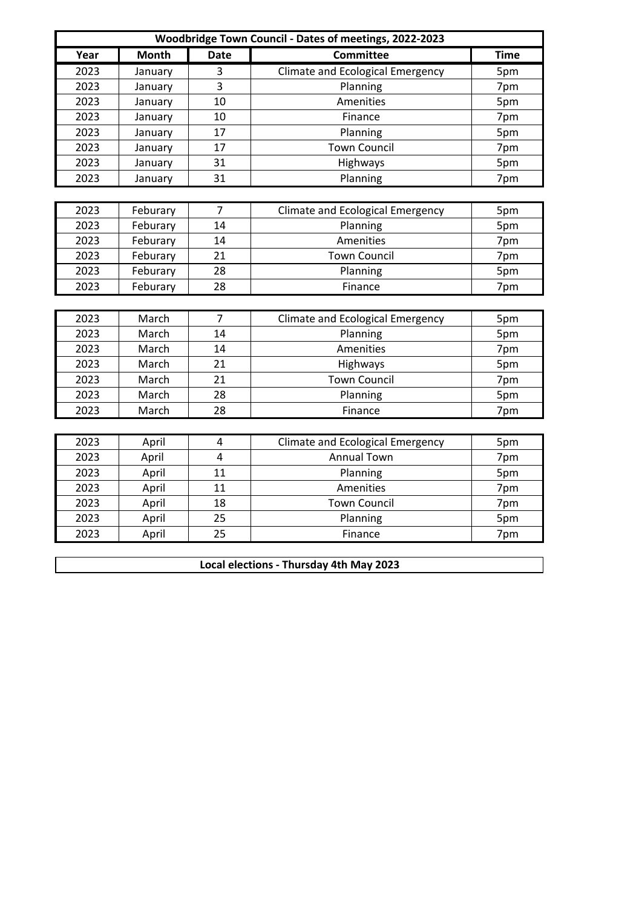| Woodbridge Town Council - Dates of meetings, 2022-2023 | | | | |
|---|---|---|---|---|
| **Year** | **Month** | **Date** | **Committee** | **Time** |
| 2023 | January | 3 | Climate and Ecological Emergency | 5pm |
| 2023 | January | 3 | Planning | 7pm |
| 2023 | January | 10 | Amenities | 5pm |
| 2023 | January | 10 | Finance | 7pm |
| 2023 | January | 17 | Planning | 5pm |
| 2023 | January | 17 | Town Council | 7pm |
| 2023 | January | 31 | Highways | 5pm |
| 2023 | January | 31 | Planning | 7pm |
| 2023 | Feburary | 7 | Climate and Ecological Emergency | 5pm |
| 2023 | Feburary | 14 | Planning | 5pm |
| 2023 | Feburary | 14 | Amenities | 7pm |
| 2023 | Feburary | 21 | Town Council | 7pm |
| 2023 | Feburary | 28 | Planning | 5pm |
| 2023 | Feburary | 28 | Finance | 7pm |
| 2023 | March | 7 | Climate and Ecological Emergency | 5pm |
| 2023 | March | 14 | Planning | 5pm |
| 2023 | March | 14 | Amenities | 7pm |
| 2023 | March | 21 | Highways | 5pm |
| 2023 | March | 21 | Town Council | 7pm |
| 2023 | March | 28 | Planning | 5pm |
| 2023 | March | 28 | Finance | 7pm |
| 2023 | April | 4 | Climate and Ecological Emergency | 5pm |
| 2023 | April | 4 | Annual Town | 7pm |
| 2023 | April | 11 | Planning | 5pm |
| 2023 | April | 11 | Amenities | 7pm |
| 2023 | April | 18 | Town Council | 7pm |
| 2023 | April | 25 | Planning | 5pm |
| 2023 | April | 25 | Finance | 7pm |

**Local elections - Thursday 4th May 2023**